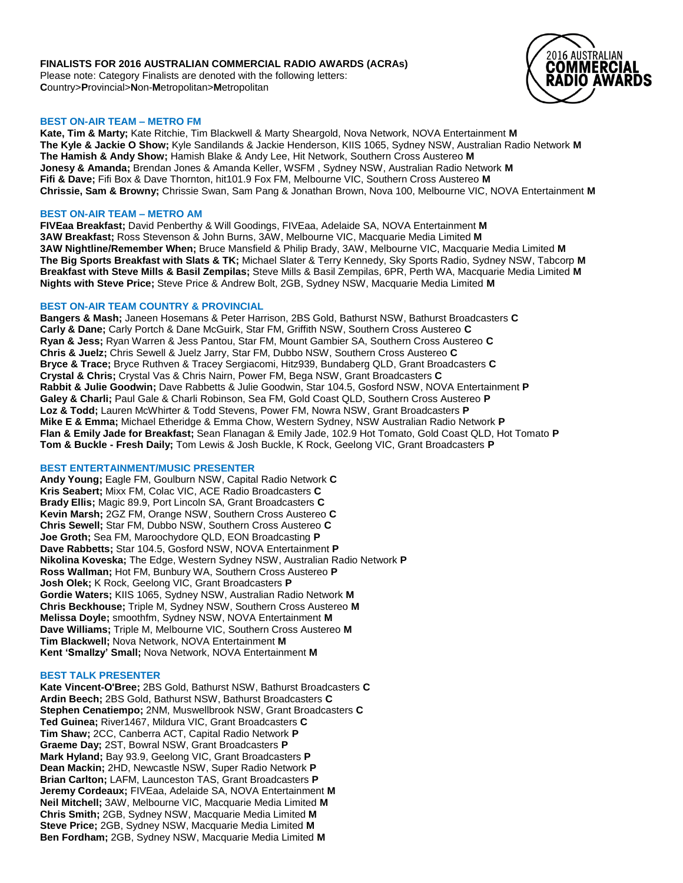**FINALISTS FOR 2016 AUSTRALIAN COMMERCIAL RADIO AWARDS (ACRAs)**
Please note: Category Finalists are denoted with the following letters:
**C**ountry>**P**rovincial>**N**on-**M**etropolitan>**M**etropolitan

## BEST ON-AIR TEAM – METRO FM

**Kate, Tim & Marty;** Kate Ritchie, Tim Blackwell & Marty Sheargold, Nova Network, NOVA Entertainment **M**
**The Kyle & Jackie O Show;** Kyle Sandilands & Jackie Henderson, KIIS 1065, Sydney NSW, Australian Radio Network **M**
**The Hamish & Andy Show;** Hamish Blake & Andy Lee, Hit Network, Southern Cross Austereo **M**
**Jonesy & Amanda;** Brendan Jones & Amanda Keller, WSFM , Sydney NSW, Australian Radio Network **M**
**Fifi & Dave;** Fifi Box & Dave Thornton, hit101.9 Fox FM, Melbourne VIC, Southern Cross Austereo **M**
**Chrissie, Sam & Browny;** Chrissie Swan, Sam Pang & Jonathan Brown, Nova 100, Melbourne VIC, NOVA Entertainment **M**

## BEST ON-AIR TEAM – METRO AM

**FIVEaa Breakfast;** David Penberthy & Will Goodings, FIVEaa, Adelaide SA, NOVA Entertainment **M**
**3AW Breakfast;** Ross Stevenson & John Burns, 3AW, Melbourne VIC, Macquarie Media Limited **M**
**3AW Nightline/Remember When;** Bruce Mansfield & Philip Brady, 3AW, Melbourne VIC, Macquarie Media Limited **M**
**The Big Sports Breakfast with Slats & TK;** Michael Slater & Terry Kennedy, Sky Sports Radio, Sydney NSW, Tabcorp **M**
**Breakfast with Steve Mills & Basil Zempilas;** Steve Mills & Basil Zempilas, 6PR, Perth WA, Macquarie Media Limited **M**
**Nights with Steve Price;** Steve Price & Andrew Bolt, 2GB, Sydney NSW, Macquarie Media Limited **M**

## BEST ON-AIR TEAM COUNTRY & PROVINCIAL

**Bangers & Mash;** Janeen Hosemans & Peter Harrison, 2BS Gold, Bathurst NSW, Bathurst Broadcasters **C**
**Carly & Dane;** Carly Portch & Dane McGuirk, Star FM, Griffith NSW, Southern Cross Austereo **C**
**Ryan & Jess;** Ryan Warren & Jess Pantou, Star FM, Mount Gambier SA, Southern Cross Austereo **C**
**Chris & Juelz;** Chris Sewell & Juelz Jarry, Star FM, Dubbo NSW, Southern Cross Austereo **C**
**Bryce & Trace;** Bryce Ruthven & Tracey Sergiacomi, Hitz939, Bundaberg QLD, Grant Broadcasters **C**
**Crystal & Chris;** Crystal Vas & Chris Nairn, Power FM, Bega NSW, Grant Broadcasters **C**
**Rabbit & Julie Goodwin;** Dave Rabbetts & Julie Goodwin, Star 104.5, Gosford NSW, NOVA Entertainment **P**
**Galey & Charli;** Paul Gale & Charli Robinson, Sea FM, Gold Coast QLD, Southern Cross Austereo **P**
**Loz & Todd;** Lauren McWhirter & Todd Stevens, Power FM, Nowra NSW, Grant Broadcasters **P**
**Mike E & Emma;** Michael Etheridge & Emma Chow, Western Sydney, NSW Australian Radio Network **P**
**Flan & Emily Jade for Breakfast;** Sean Flanagan & Emily Jade, 102.9 Hot Tomato, Gold Coast QLD, Hot Tomato **P**
**Tom & Buckle - Fresh Daily;** Tom Lewis & Josh Buckle, K Rock, Geelong VIC, Grant Broadcasters **P**

## BEST ENTERTAINMENT/MUSIC PRESENTER

**Andy Young;** Eagle FM, Goulburn NSW, Capital Radio Network **C**
**Kris Seabert;** Mixx FM, Colac VIC, ACE Radio Broadcasters **C**
**Brady Ellis;** Magic 89.9, Port Lincoln SA, Grant Broadcasters **C**
**Kevin Marsh;** 2GZ FM, Orange NSW, Southern Cross Austereo **C**
**Chris Sewell;** Star FM, Dubbo NSW, Southern Cross Austereo **C**
**Joe Groth;** Sea FM, Maroochydore QLD, EON Broadcasting **P**
**Dave Rabbetts;** Star 104.5, Gosford NSW, NOVA Entertainment **P**
**Nikolina Koveska;** The Edge, Western Sydney NSW, Australian Radio Network **P**
**Ross Wallman;** Hot FM, Bunbury WA, Southern Cross Austereo **P**
**Josh Olek;** K Rock, Geelong VIC, Grant Broadcasters **P**
**Gordie Waters;** KIIS 1065, Sydney NSW, Australian Radio Network **M**
**Chris Beckhouse;** Triple M, Sydney NSW, Southern Cross Austereo **M**
**Melissa Doyle;** smoothfm, Sydney NSW, NOVA Entertainment **M**
**Dave Williams;** Triple M, Melbourne VIC, Southern Cross Austereo **M**
**Tim Blackwell;** Nova Network, NOVA Entertainment **M**
**Kent 'Smallzy' Small;** Nova Network, NOVA Entertainment **M**

## BEST TALK PRESENTER

**Kate Vincent-O'Bree;** 2BS Gold, Bathurst NSW, Bathurst Broadcasters **C**
**Ardin Beech;** 2BS Gold, Bathurst NSW, Bathurst Broadcasters **C**
**Stephen Cenatiempo;** 2NM, Muswellbrook NSW, Grant Broadcasters **C**
**Ted Guinea;** River1467, Mildura VIC, Grant Broadcasters **C**
**Tim Shaw;** 2CC, Canberra ACT, Capital Radio Network **P**
**Graeme Day;** 2ST, Bowral NSW, Grant Broadcasters **P**
**Mark Hyland;** Bay 93.9, Geelong VIC, Grant Broadcasters **P**
**Dean Mackin;** 2HD, Newcastle NSW, Super Radio Network **P**
**Brian Carlton;** LAFM, Launceston TAS, Grant Broadcasters **P**
**Jeremy Cordeaux;** FIVEaa, Adelaide SA, NOVA Entertainment **M**
**Neil Mitchell;** 3AW, Melbourne VIC, Macquarie Media Limited **M**
**Chris Smith;** 2GB, Sydney NSW, Macquarie Media Limited **M**
**Steve Price;** 2GB, Sydney NSW, Macquarie Media Limited **M**
**Ben Fordham;** 2GB, Sydney NSW, Macquarie Media Limited **M**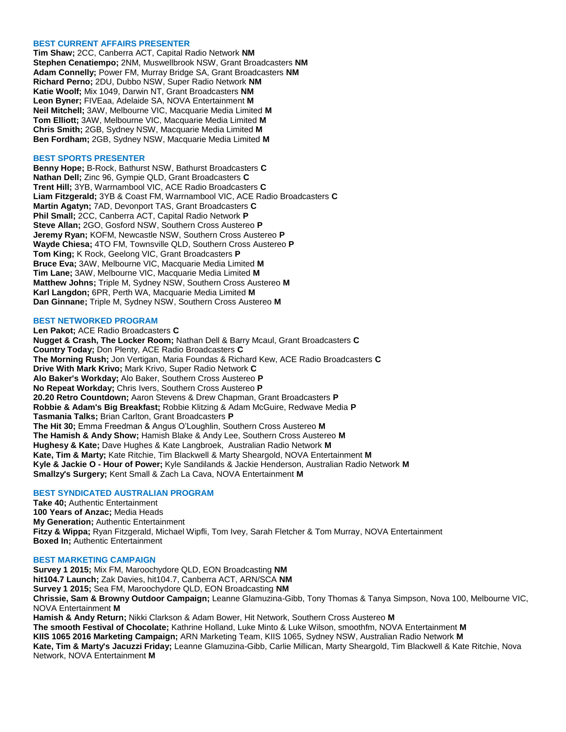### BEST CURRENT AFFAIRS PRESENTER

**Tim Shaw;** 2CC, Canberra ACT, Capital Radio Network **NM**
**Stephen Cenatiempo;** 2NM, Muswellbrook NSW, Grant Broadcasters **NM**
**Adam Connelly;** Power FM, Murray Bridge SA, Grant Broadcasters **NM**
**Richard Perno;** 2DU, Dubbo NSW, Super Radio Network **NM**
**Katie Woolf;** Mix 1049, Darwin NT, Grant Broadcasters **NM**
**Leon Byner;** FIVEaa, Adelaide SA, NOVA Entertainment **M**
**Neil Mitchell;** 3AW, Melbourne VIC, Macquarie Media Limited **M**
**Tom Elliott;** 3AW, Melbourne VIC, Macquarie Media Limited **M**
**Chris Smith;** 2GB, Sydney NSW, Macquarie Media Limited **M**
**Ben Fordham;** 2GB, Sydney NSW, Macquarie Media Limited **M**

### BEST SPORTS PRESENTER

**Benny Hope;** B-Rock, Bathurst NSW, Bathurst Broadcasters **C**
**Nathan Dell;** Zinc 96, Gympie QLD, Grant Broadcasters **C**
**Trent Hill;** 3YB, Warrnambool VIC, ACE Radio Broadcasters **C**
**Liam Fitzgerald;** 3YB & Coast FM, Warrnambool VIC, ACE Radio Broadcasters **C**
**Martin Agatyn;** 7AD, Devonport TAS, Grant Broadcasters **C**
**Phil Small;** 2CC, Canberra ACT, Capital Radio Network **P**
**Steve Allan;** 2GO, Gosford NSW, Southern Cross Austereo **P**
**Jeremy Ryan;** KOFM, Newcastle NSW, Southern Cross Austereo **P**
**Wayde Chiesa;** 4TO FM, Townsville QLD, Southern Cross Austereo **P**
**Tom King;** K Rock, Geelong VIC, Grant Broadcasters **P**
**Bruce Eva;** 3AW, Melbourne VIC, Macquarie Media Limited **M**
**Tim Lane;** 3AW, Melbourne VIC, Macquarie Media Limited **M**
**Matthew Johns;** Triple M, Sydney NSW, Southern Cross Austereo **M**
**Karl Langdon;** 6PR, Perth WA, Macquarie Media Limited **M**
**Dan Ginnane;** Triple M, Sydney NSW, Southern Cross Austereo **M**

### BEST NETWORKED PROGRAM

**Len Pakot;** ACE Radio Broadcasters **C**
**Nugget & Crash, The Locker Room;** Nathan Dell & Barry Mcaul, Grant Broadcasters **C**
**Country Today;** Don Plenty, ACE Radio Broadcasters **C**
**The Morning Rush;** Jon Vertigan, Maria Foundas & Richard Kew, ACE Radio Broadcasters **C**
**Drive With Mark Krivo;** Mark Krivo, Super Radio Network **C**
**Alo Baker's Workday;** Alo Baker, Southern Cross Austereo **P**
**No Repeat Workday;** Chris Ivers, Southern Cross Austereo **P**
**20.20 Retro Countdown;** Aaron Stevens & Drew Chapman, Grant Broadcasters **P**
**Robbie & Adam's Big Breakfast;** Robbie Klitzing & Adam McGuire, Redwave Media **P**
**Tasmania Talks;** Brian Carlton, Grant Broadcasters **P**
**The Hit 30;** Emma Freedman & Angus O'Loughlin, Southern Cross Austereo **M**
**The Hamish & Andy Show;** Hamish Blake & Andy Lee, Southern Cross Austereo **M**
**Hughesy & Kate;** Dave Hughes & Kate Langbroek, Australian Radio Network **M**
**Kate, Tim & Marty;** Kate Ritchie, Tim Blackwell & Marty Sheargold, NOVA Entertainment **M**
**Kyle & Jackie O - Hour of Power;** Kyle Sandilands & Jackie Henderson, Australian Radio Network **M**
**Smallzy's Surgery;** Kent Small & Zach La Cava, NOVA Entertainment **M**

### BEST SYNDICATED AUSTRALIAN PROGRAM

**Take 40;** Authentic Entertainment
**100 Years of Anzac;** Media Heads
**My Generation;** Authentic Entertainment
**Fitzy & Wippa;** Ryan Fitzgerald, Michael Wipfli, Tom Ivey, Sarah Fletcher & Tom Murray, NOVA Entertainment
**Boxed In;** Authentic Entertainment

### BEST MARKETING CAMPAIGN

**Survey 1 2015;** Mix FM, Maroochydore QLD, EON Broadcasting **NM**
**hit104.7 Launch;** Zak Davies, hit104.7, Canberra ACT, ARN/SCA **NM**
**Survey 1 2015;** Sea FM, Maroochydore QLD, EON Broadcasting **NM**
**Chrissie, Sam & Browny Outdoor Campaign;** Leanne Glamuzina-Gibb, Tony Thomas & Tanya Simpson, Nova 100, Melbourne VIC, NOVA Entertainment **M**
**Hamish & Andy Return;** Nikki Clarkson & Adam Bower, Hit Network, Southern Cross Austereo **M**
**The smooth Festival of Chocolate;** Kathrine Holland, Luke Minto & Luke Wilson, smoothfm, NOVA Entertainment **M**
**KIIS 1065 2016 Marketing Campaign;** ARN Marketing Team, KIIS 1065, Sydney NSW, Australian Radio Network **M**
**Kate, Tim & Marty's Jacuzzi Friday;** Leanne Glamuzina-Gibb, Carlie Millican, Marty Sheargold, Tim Blackwell & Kate Ritchie, Nova Network, NOVA Entertainment **M**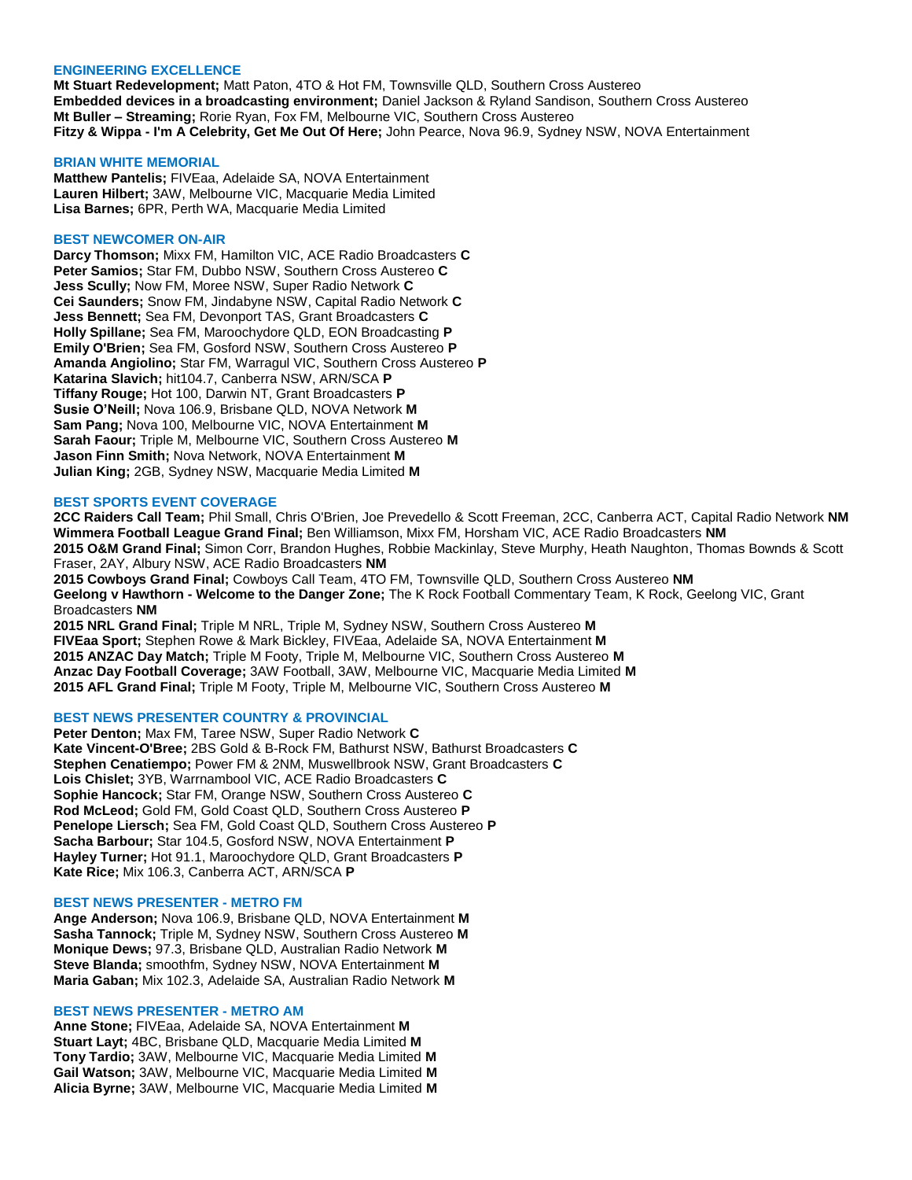### ENGINEERING EXCELLENCE

**Mt Stuart Redevelopment;** Matt Paton, 4TO & Hot FM, Townsville QLD, Southern Cross Austereo
**Embedded devices in a broadcasting environment;** Daniel Jackson & Ryland Sandison, Southern Cross Austereo
**Mt Buller – Streaming;** Rorie Ryan, Fox FM, Melbourne VIC, Southern Cross Austereo
**Fitzy & Wippa - I'm A Celebrity, Get Me Out Of Here;** John Pearce, Nova 96.9, Sydney NSW, NOVA Entertainment

### BRIAN WHITE MEMORIAL

**Matthew Pantelis;** FIVEaa, Adelaide SA, NOVA Entertainment
**Lauren Hilbert;** 3AW, Melbourne VIC, Macquarie Media Limited
**Lisa Barnes;** 6PR, Perth WA, Macquarie Media Limited

### BEST NEWCOMER ON-AIR

**Darcy Thomson;** Mixx FM, Hamilton VIC, ACE Radio Broadcasters **C**
**Peter Samios;** Star FM, Dubbo NSW, Southern Cross Austereo **C**
**Jess Scully;** Now FM, Moree NSW, Super Radio Network **C**
**Cei Saunders;** Snow FM, Jindabyne NSW, Capital Radio Network **C**
**Jess Bennett;** Sea FM, Devonport TAS, Grant Broadcasters **C**
**Holly Spillane;** Sea FM, Maroochydore QLD, EON Broadcasting **P**
**Emily O'Brien;** Sea FM, Gosford NSW, Southern Cross Austereo **P**
**Amanda Angiolino;** Star FM, Warragul VIC, Southern Cross Austereo **P**
**Katarina Slavich;** hit104.7, Canberra NSW, ARN/SCA **P**
**Tiffany Rouge;** Hot 100, Darwin NT, Grant Broadcasters **P**
**Susie O'Neill;** Nova 106.9, Brisbane QLD, NOVA Network **M**
**Sam Pang;** Nova 100, Melbourne VIC, NOVA Entertainment **M**
**Sarah Faour;** Triple M, Melbourne VIC, Southern Cross Austereo **M**
**Jason Finn Smith;** Nova Network, NOVA Entertainment **M**
**Julian King;** 2GB, Sydney NSW, Macquarie Media Limited **M**

### BEST SPORTS EVENT COVERAGE

**2CC Raiders Call Team;** Phil Small, Chris O'Brien, Joe Prevedello & Scott Freeman, 2CC, Canberra ACT, Capital Radio Network **NM**
**Wimmera Football League Grand Final;** Ben Williamson, Mixx FM, Horsham VIC, ACE Radio Broadcasters **NM**
**2015 O&M Grand Final;** Simon Corr, Brandon Hughes, Robbie Mackinlay, Steve Murphy, Heath Naughton, Thomas Bownds & Scott Fraser, 2AY, Albury NSW, ACE Radio Broadcasters **NM**
**2015 Cowboys Grand Final;** Cowboys Call Team, 4TO FM, Townsville QLD, Southern Cross Austereo **NM**
**Geelong v Hawthorn - Welcome to the Danger Zone;** The K Rock Football Commentary Team, K Rock, Geelong VIC, Grant Broadcasters **NM**
**2015 NRL Grand Final;** Triple M NRL, Triple M, Sydney NSW, Southern Cross Austereo **M**
**FIVEaa Sport;** Stephen Rowe & Mark Bickley, FIVEaa, Adelaide SA, NOVA Entertainment **M**
**2015 ANZAC Day Match;** Triple M Footy, Triple M, Melbourne VIC, Southern Cross Austereo **M**
**Anzac Day Football Coverage;** 3AW Football, 3AW, Melbourne VIC, Macquarie Media Limited **M**
**2015 AFL Grand Final;** Triple M Footy, Triple M, Melbourne VIC, Southern Cross Austereo **M**

### BEST NEWS PRESENTER COUNTRY & PROVINCIAL

**Peter Denton;** Max FM, Taree NSW, Super Radio Network **C**
**Kate Vincent-O'Bree;** 2BS Gold & B-Rock FM, Bathurst NSW, Bathurst Broadcasters **C**
**Stephen Cenatiempo;** Power FM & 2NM, Muswellbrook NSW, Grant Broadcasters **C**
**Lois Chislet;** 3YB, Warrnambool VIC, ACE Radio Broadcasters **C**
**Sophie Hancock;** Star FM, Orange NSW, Southern Cross Austereo **C**
**Rod McLeod;** Gold FM, Gold Coast QLD, Southern Cross Austereo **P**
**Penelope Liersch;** Sea FM, Gold Coast QLD, Southern Cross Austereo **P**
**Sacha Barbour;** Star 104.5, Gosford NSW, NOVA Entertainment **P**
**Hayley Turner;** Hot 91.1, Maroochydore QLD, Grant Broadcasters **P**
**Kate Rice;** Mix 106.3, Canberra ACT, ARN/SCA **P**

### BEST NEWS PRESENTER - METRO FM

**Ange Anderson;** Nova 106.9, Brisbane QLD, NOVA Entertainment **M**
**Sasha Tannock;** Triple M, Sydney NSW, Southern Cross Austereo **M**
**Monique Dews;** 97.3, Brisbane QLD, Australian Radio Network **M**
**Steve Blanda;** smoothfm, Sydney NSW, NOVA Entertainment **M**
**Maria Gaban;** Mix 102.3, Adelaide SA, Australian Radio Network **M**

### BEST NEWS PRESENTER - METRO AM

**Anne Stone;** FIVEaa, Adelaide SA, NOVA Entertainment **M**
**Stuart Layt;** 4BC, Brisbane QLD, Macquarie Media Limited **M**
**Tony Tardio;** 3AW, Melbourne VIC, Macquarie Media Limited **M**
**Gail Watson;** 3AW, Melbourne VIC, Macquarie Media Limited **M**
**Alicia Byrne;** 3AW, Melbourne VIC, Macquarie Media Limited **M**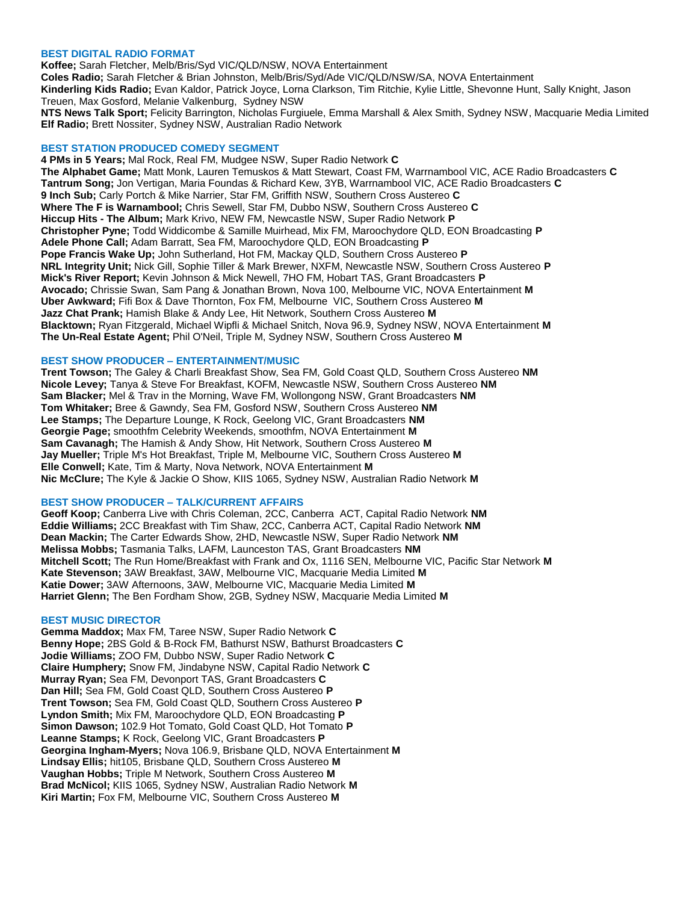### BEST DIGITAL RADIO FORMAT

**Koffee;** Sarah Fletcher, Melb/Bris/Syd VIC/QLD/NSW, NOVA Entertainment
**Coles Radio;** Sarah Fletcher & Brian Johnston, Melb/Bris/Syd/Ade VIC/QLD/NSW/SA, NOVA Entertainment
**Kinderling Kids Radio;** Evan Kaldor, Patrick Joyce, Lorna Clarkson, Tim Ritchie, Kylie Little, Shevonne Hunt, Sally Knight, Jason Treuen, Max Gosford, Melanie Valkenburg, Sydney NSW
**NTS News Talk Sport;** Felicity Barrington, Nicholas Furgiuele, Emma Marshall & Alex Smith, Sydney NSW, Macquarie Media Limited
**Elf Radio;** Brett Nossiter, Sydney NSW, Australian Radio Network

### BEST STATION PRODUCED COMEDY SEGMENT

**4 PMs in 5 Years;** Mal Rock, Real FM, Mudgee NSW, Super Radio Network **C**
**The Alphabet Game;** Matt Monk, Lauren Temuskos & Matt Stewart, Coast FM, Warrnambool VIC, ACE Radio Broadcasters **C**
**Tantrum Song;** Jon Vertigan, Maria Foundas & Richard Kew, 3YB, Warrnambool VIC, ACE Radio Broadcasters **C**
**9 Inch Sub;** Carly Portch & Mike Narrier, Star FM, Griffith NSW, Southern Cross Austereo **C**
**Where The F is Warnambool;** Chris Sewell, Star FM, Dubbo NSW, Southern Cross Austereo **C**
**Hiccup Hits - The Album;** Mark Krivo, NEW FM, Newcastle NSW, Super Radio Network **P**
**Christopher Pyne;** Todd Widdicombe & Samille Muirhead, Mix FM, Maroochydore QLD, EON Broadcasting **P**
**Adele Phone Call;** Adam Barratt, Sea FM, Maroochydore QLD, EON Broadcasting **P**
**Pope Francis Wake Up;** John Sutherland, Hot FM, Mackay QLD, Southern Cross Austereo **P**
**NRL Integrity Unit;** Nick Gill, Sophie Tiller & Mark Brewer, NXFM, Newcastle NSW, Southern Cross Austereo **P**
**Mick's River Report;** Kevin Johnson & Mick Newell, 7HO FM, Hobart TAS, Grant Broadcasters **P**
**Avocado;** Chrissie Swan, Sam Pang & Jonathan Brown, Nova 100, Melbourne VIC, NOVA Entertainment **M**
**Uber Awkward;** Fifi Box & Dave Thornton, Fox FM, Melbourne VIC, Southern Cross Austereo **M**
**Jazz Chat Prank;** Hamish Blake & Andy Lee, Hit Network, Southern Cross Austereo **M**
**Blacktown;** Ryan Fitzgerald, Michael Wipfli & Michael Snitch, Nova 96.9, Sydney NSW, NOVA Entertainment **M**
**The Un-Real Estate Agent;** Phil O'Neil, Triple M, Sydney NSW, Southern Cross Austereo **M**

### BEST SHOW PRODUCER – ENTERTAINMENT/MUSIC

**Trent Towson;** The Galey & Charli Breakfast Show, Sea FM, Gold Coast QLD, Southern Cross Austereo **NM**
**Nicole Levey;** Tanya & Steve For Breakfast, KOFM, Newcastle NSW, Southern Cross Austereo **NM**
**Sam Blacker;** Mel & Trav in the Morning, Wave FM, Wollongong NSW, Grant Broadcasters **NM**
**Tom Whitaker;** Bree & Gawndy, Sea FM, Gosford NSW, Southern Cross Austereo **NM**
**Lee Stamps;** The Departure Lounge, K Rock, Geelong VIC, Grant Broadcasters **NM**
**Georgie Page;** smoothfm Celebrity Weekends, smoothfm, NOVA Entertainment **M**
**Sam Cavanagh;** The Hamish & Andy Show, Hit Network, Southern Cross Austereo **M**
**Jay Mueller;** Triple M's Hot Breakfast, Triple M, Melbourne VIC, Southern Cross Austereo **M**
**Elle Conwell;** Kate, Tim & Marty, Nova Network, NOVA Entertainment **M**
**Nic McClure;** The Kyle & Jackie O Show, KIIS 1065, Sydney NSW, Australian Radio Network **M**

### BEST SHOW PRODUCER – TALK/CURRENT AFFAIRS

**Geoff Koop;** Canberra Live with Chris Coleman, 2CC, Canberra ACT, Capital Radio Network **NM**
**Eddie Williams;** 2CC Breakfast with Tim Shaw, 2CC, Canberra ACT, Capital Radio Network **NM**
**Dean Mackin;** The Carter Edwards Show, 2HD, Newcastle NSW, Super Radio Network **NM**
**Melissa Mobbs;** Tasmania Talks, LAFM, Launceston TAS, Grant Broadcasters **NM**
**Mitchell Scott;** The Run Home/Breakfast with Frank and Ox, 1116 SEN, Melbourne VIC, Pacific Star Network **M**
**Kate Stevenson;** 3AW Breakfast, 3AW, Melbourne VIC, Macquarie Media Limited **M**
**Katie Dower;** 3AW Afternoons, 3AW, Melbourne VIC, Macquarie Media Limited **M**
**Harriet Glenn;** The Ben Fordham Show, 2GB, Sydney NSW, Macquarie Media Limited **M**

### BEST MUSIC DIRECTOR

**Gemma Maddox;** Max FM, Taree NSW, Super Radio Network **C**
**Benny Hope;** 2BS Gold & B-Rock FM, Bathurst NSW, Bathurst Broadcasters **C**
**Jodie Williams;** ZOO FM, Dubbo NSW, Super Radio Network **C**
**Claire Humphery;** Snow FM, Jindabyne NSW, Capital Radio Network **C**
**Murray Ryan;** Sea FM, Devonport TAS, Grant Broadcasters **C**
**Dan Hill;** Sea FM, Gold Coast QLD, Southern Cross Austereo **P**
**Trent Towson;** Sea FM, Gold Coast QLD, Southern Cross Austereo **P**
**Lyndon Smith;** Mix FM, Maroochydore QLD, EON Broadcasting **P**
**Simon Dawson;** 102.9 Hot Tomato, Gold Coast QLD, Hot Tomato **P**
**Leanne Stamps;** K Rock, Geelong VIC, Grant Broadcasters **P**
**Georgina Ingham-Myers;** Nova 106.9, Brisbane QLD, NOVA Entertainment **M**
**Lindsay Ellis;** hit105, Brisbane QLD, Southern Cross Austereo **M**
**Vaughan Hobbs;** Triple M Network, Southern Cross Austereo **M**
**Brad McNicol;** KIIS 1065, Sydney NSW, Australian Radio Network **M**
**Kiri Martin;** Fox FM, Melbourne VIC, Southern Cross Austereo **M**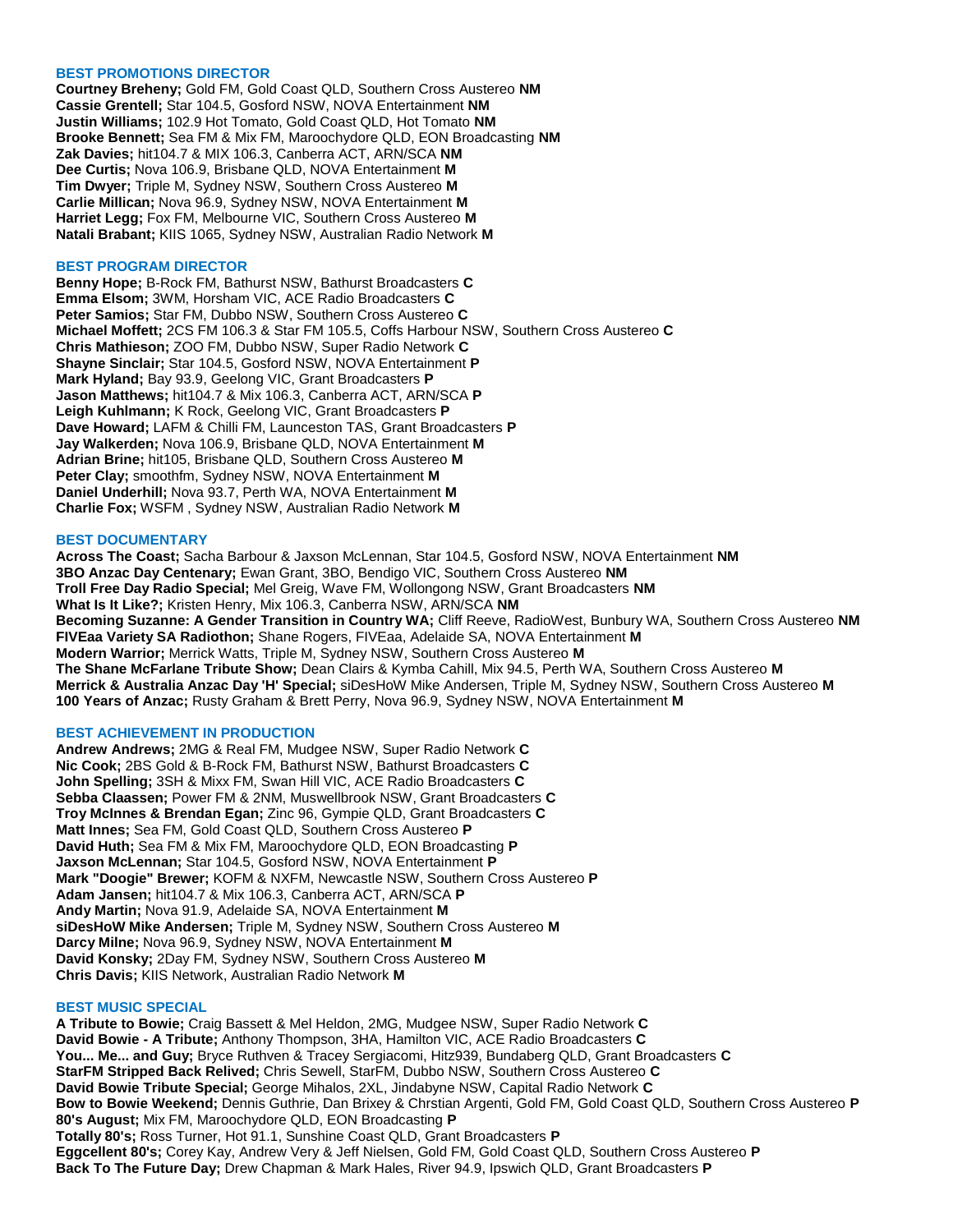## BEST PROMOTIONS DIRECTOR

**Courtney Breheny;** Gold FM, Gold Coast QLD, Southern Cross Austereo **NM**
**Cassie Grentell;** Star 104.5, Gosford NSW, NOVA Entertainment **NM**
**Justin Williams;** 102.9 Hot Tomato, Gold Coast QLD, Hot Tomato **NM**
**Brooke Bennett;** Sea FM & Mix FM, Maroochydore QLD, EON Broadcasting **NM**
**Zak Davies;** hit104.7 & MIX 106.3, Canberra ACT, ARN/SCA **NM**
**Dee Curtis;** Nova 106.9, Brisbane QLD, NOVA Entertainment **M**
**Tim Dwyer;** Triple M, Sydney NSW, Southern Cross Austereo **M**
**Carlie Millican;** Nova 96.9, Sydney NSW, NOVA Entertainment **M**
**Harriet Legg;** Fox FM, Melbourne VIC, Southern Cross Austereo **M**
**Natali Brabant;** KIIS 1065, Sydney NSW, Australian Radio Network **M**

## BEST PROGRAM DIRECTOR

**Benny Hope;** B-Rock FM, Bathurst NSW, Bathurst Broadcasters **C**
**Emma Elsom;** 3WM, Horsham VIC, ACE Radio Broadcasters **C**
**Peter Samios;** Star FM, Dubbo NSW, Southern Cross Austereo **C**
**Michael Moffett;** 2CS FM 106.3 & Star FM 105.5, Coffs Harbour NSW, Southern Cross Austereo **C**
**Chris Mathieson;** ZOO FM, Dubbo NSW, Super Radio Network **C**
**Shayne Sinclair;** Star 104.5, Gosford NSW, NOVA Entertainment **P**
**Mark Hyland;** Bay 93.9, Geelong VIC, Grant Broadcasters **P**
**Jason Matthews;** hit104.7 & Mix 106.3, Canberra ACT, ARN/SCA **P**
**Leigh Kuhlmann;** K Rock, Geelong VIC, Grant Broadcasters **P**
**Dave Howard;** LAFM & Chilli FM, Launceston TAS, Grant Broadcasters **P**
**Jay Walkerden;** Nova 106.9, Brisbane QLD, NOVA Entertainment **M**
**Adrian Brine;** hit105, Brisbane QLD, Southern Cross Austereo **M**
**Peter Clay;** smoothfm, Sydney NSW, NOVA Entertainment **M**
**Daniel Underhill;** Nova 93.7, Perth WA, NOVA Entertainment **M**
**Charlie Fox;** WSFM , Sydney NSW, Australian Radio Network **M**

## BEST DOCUMENTARY

**Across The Coast;** Sacha Barbour & Jaxson McLennan, Star 104.5, Gosford NSW, NOVA Entertainment **NM**
**3BO Anzac Day Centenary;** Ewan Grant, 3BO, Bendigo VIC, Southern Cross Austereo **NM**
**Troll Free Day Radio Special;** Mel Greig, Wave FM, Wollongong NSW, Grant Broadcasters **NM**
**What Is It Like?;** Kristen Henry, Mix 106.3, Canberra NSW, ARN/SCA **NM**
**Becoming Suzanne: A Gender Transition in Country WA;** Cliff Reeve, RadioWest, Bunbury WA, Southern Cross Austereo **NM**
**FIVEaa Variety SA Radiothon;** Shane Rogers, FIVEaa, Adelaide SA, NOVA Entertainment **M**
**Modern Warrior;** Merrick Watts, Triple M, Sydney NSW, Southern Cross Austereo **M**
**The Shane McFarlane Tribute Show;** Dean Clairs & Kymba Cahill, Mix 94.5, Perth WA, Southern Cross Austereo **M**
**Merrick & Australia Anzac Day 'H' Special;** siDesHoW Mike Andersen, Triple M, Sydney NSW, Southern Cross Austereo **M**
**100 Years of Anzac;** Rusty Graham & Brett Perry, Nova 96.9, Sydney NSW, NOVA Entertainment **M**

## BEST ACHIEVEMENT IN PRODUCTION

**Andrew Andrews;** 2MG & Real FM, Mudgee NSW, Super Radio Network **C**
**Nic Cook;** 2BS Gold & B-Rock FM, Bathurst NSW, Bathurst Broadcasters **C**
**John Spelling;** 3SH & Mixx FM, Swan Hill VIC, ACE Radio Broadcasters **C**
**Sebba Claassen;** Power FM & 2NM, Muswellbrook NSW, Grant Broadcasters **C**
**Troy McInnes & Brendan Egan;** Zinc 96, Gympie QLD, Grant Broadcasters **C**
**Matt Innes;** Sea FM, Gold Coast QLD, Southern Cross Austereo **P**
**David Huth;** Sea FM & Mix FM, Maroochydore QLD, EON Broadcasting **P**
**Jaxson McLennan;** Star 104.5, Gosford NSW, NOVA Entertainment **P**
**Mark "Doogie" Brewer;** KOFM & NXFM, Newcastle NSW, Southern Cross Austereo **P**
**Adam Jansen;** hit104.7 & Mix 106.3, Canberra ACT, ARN/SCA **P**
**Andy Martin;** Nova 91.9, Adelaide SA, NOVA Entertainment **M**
**siDesHoW Mike Andersen;** Triple M, Sydney NSW, Southern Cross Austereo **M**
**Darcy Milne;** Nova 96.9, Sydney NSW, NOVA Entertainment **M**
**David Konsky;** 2Day FM, Sydney NSW, Southern Cross Austereo **M**
**Chris Davis;** KIIS Network, Australian Radio Network **M**

## BEST MUSIC SPECIAL

**A Tribute to Bowie;** Craig Bassett & Mel Heldon, 2MG, Mudgee NSW, Super Radio Network **C**
**David Bowie - A Tribute;** Anthony Thompson, 3HA, Hamilton VIC, ACE Radio Broadcasters **C**
**You... Me... and Guy;** Bryce Ruthven & Tracey Sergiacomi, Hitz939, Bundaberg QLD, Grant Broadcasters **C**
**StarFM Stripped Back Relived;** Chris Sewell, StarFM, Dubbo NSW, Southern Cross Austereo **C**
**David Bowie Tribute Special;** George Mihalos, 2XL, Jindabyne NSW, Capital Radio Network **C**
**Bow to Bowie Weekend;** Dennis Guthrie, Dan Brixey & Chrstian Argenti, Gold FM, Gold Coast QLD, Southern Cross Austereo **P**
**80's August;** Mix FM, Maroochydore QLD, EON Broadcasting **P**
**Totally 80's;** Ross Turner, Hot 91.1, Sunshine Coast QLD, Grant Broadcasters **P**
**Eggcellent 80's;** Corey Kay, Andrew Very & Jeff Nielsen, Gold FM, Gold Coast QLD, Southern Cross Austereo **P**
**Back To The Future Day;** Drew Chapman & Mark Hales, River 94.9, Ipswich QLD, Grant Broadcasters **P**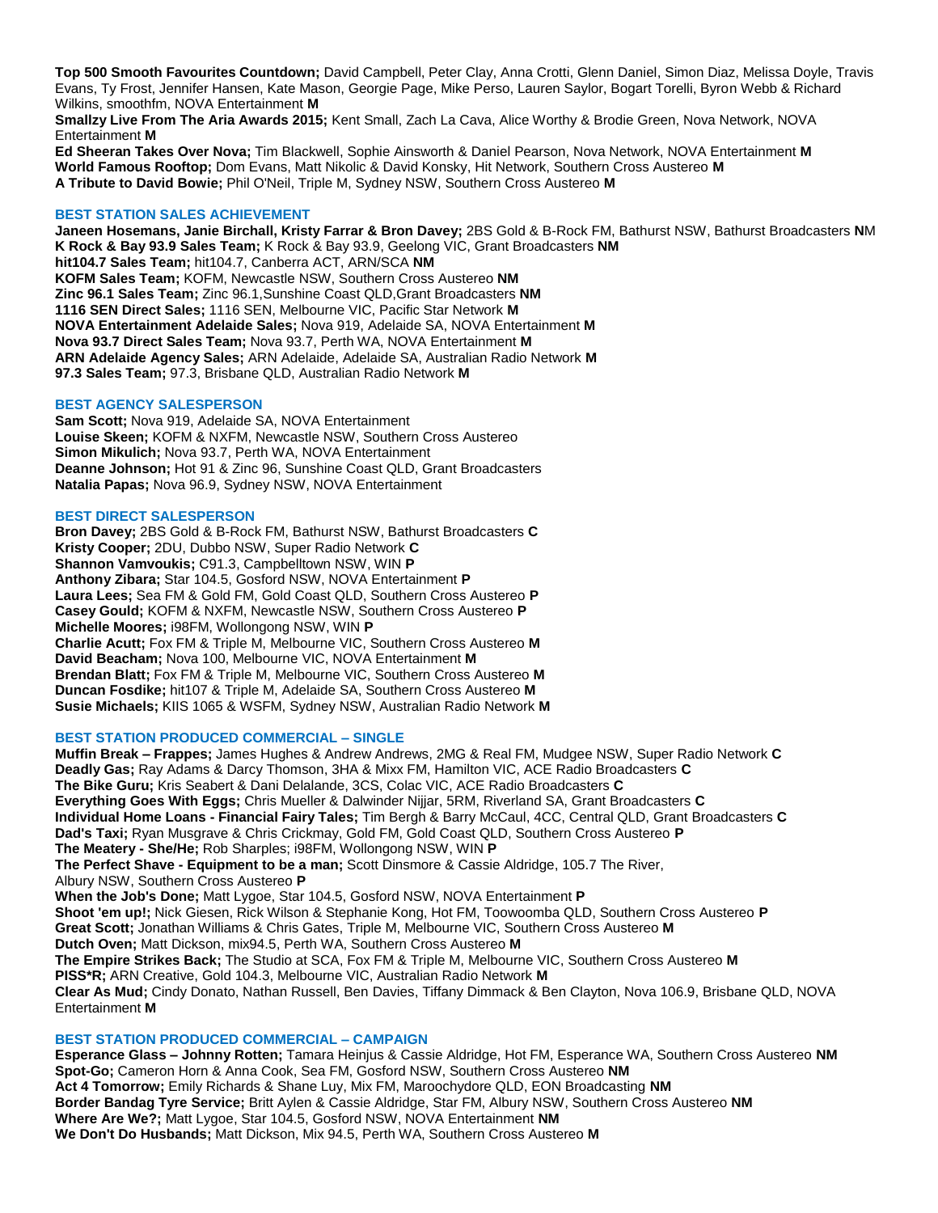**Top 500 Smooth Favourites Countdown;** David Campbell, Peter Clay, Anna Crotti, Glenn Daniel, Simon Diaz, Melissa Doyle, Travis Evans, Ty Frost, Jennifer Hansen, Kate Mason, Georgie Page, Mike Perso, Lauren Saylor, Bogart Torelli, Byron Webb & Richard Wilkins, smoothfm, NOVA Entertainment **M**
**Smallzy Live From The Aria Awards 2015;** Kent Small, Zach La Cava, Alice Worthy & Brodie Green, Nova Network, NOVA Entertainment **M**
**Ed Sheeran Takes Over Nova;** Tim Blackwell, Sophie Ainsworth & Daniel Pearson, Nova Network, NOVA Entertainment **M**
**World Famous Rooftop;** Dom Evans, Matt Nikolic & David Konsky, Hit Network, Southern Cross Austereo **M**
**A Tribute to David Bowie;** Phil O'Neil, Triple M, Sydney NSW, Southern Cross Austereo **M**

## BEST STATION SALES ACHIEVEMENT

**Janeen Hosemans, Janie Birchall, Kristy Farrar & Bron Davey;** 2BS Gold & B-Rock FM, Bathurst NSW, Bathurst Broadcasters **N**M
**K Rock & Bay 93.9 Sales Team;** K Rock & Bay 93.9, Geelong VIC, Grant Broadcasters **NM**
**hit104.7 Sales Team;** hit104.7, Canberra ACT, ARN/SCA **NM**
**KOFM Sales Team;** KOFM, Newcastle NSW, Southern Cross Austereo **NM**
**Zinc 96.1 Sales Team;** Zinc 96.1,Sunshine Coast QLD,Grant Broadcasters **NM**
**1116 SEN Direct Sales;** 1116 SEN, Melbourne VIC, Pacific Star Network **M**
**NOVA Entertainment Adelaide Sales;** Nova 919, Adelaide SA, NOVA Entertainment **M**
**Nova 93.7 Direct Sales Team;** Nova 93.7, Perth WA, NOVA Entertainment **M**
**ARN Adelaide Agency Sales;** ARN Adelaide, Adelaide SA, Australian Radio Network **M**
**97.3 Sales Team;** 97.3, Brisbane QLD, Australian Radio Network **M**

## BEST AGENCY SALESPERSON

**Sam Scott;** Nova 919, Adelaide SA, NOVA Entertainment
**Louise Skeen;** KOFM & NXFM, Newcastle NSW, Southern Cross Austereo
**Simon Mikulich;** Nova 93.7, Perth WA, NOVA Entertainment
**Deanne Johnson;** Hot 91 & Zinc 96, Sunshine Coast QLD, Grant Broadcasters
**Natalia Papas;** Nova 96.9, Sydney NSW, NOVA Entertainment

## BEST DIRECT SALESPERSON

**Bron Davey;** 2BS Gold & B-Rock FM, Bathurst NSW, Bathurst Broadcasters **C**
**Kristy Cooper;** 2DU, Dubbo NSW, Super Radio Network **C**
**Shannon Vamvoukis;** C91.3, Campbelltown NSW, WIN **P**
**Anthony Zibara;** Star 104.5, Gosford NSW, NOVA Entertainment **P**
**Laura Lees;** Sea FM & Gold FM, Gold Coast QLD, Southern Cross Austereo **P**
**Casey Gould;** KOFM & NXFM, Newcastle NSW, Southern Cross Austereo **P**
**Michelle Moores;** i98FM, Wollongong NSW, WIN **P**
**Charlie Acutt;** Fox FM & Triple M, Melbourne VIC, Southern Cross Austereo **M**
**David Beacham;** Nova 100, Melbourne VIC, NOVA Entertainment **M**
**Brendan Blatt;** Fox FM & Triple M, Melbourne VIC, Southern Cross Austereo **M**
**Duncan Fosdike;** hit107 & Triple M, Adelaide SA, Southern Cross Austereo **M**
**Susie Michaels;** KIIS 1065 & WSFM, Sydney NSW, Australian Radio Network **M**

## BEST STATION PRODUCED COMMERCIAL – SINGLE

**Muffin Break – Frappes;** James Hughes & Andrew Andrews, 2MG & Real FM, Mudgee NSW, Super Radio Network **C**
**Deadly Gas;** Ray Adams & Darcy Thomson, 3HA & Mixx FM, Hamilton VIC, ACE Radio Broadcasters **C**
**The Bike Guru;** Kris Seabert & Dani Delalande, 3CS, Colac VIC, ACE Radio Broadcasters **C**
**Everything Goes With Eggs;** Chris Mueller & Dalwinder Nijjar, 5RM, Riverland SA, Grant Broadcasters **C**
**Individual Home Loans - Financial Fairy Tales;** Tim Bergh & Barry McCaul, 4CC, Central QLD, Grant Broadcasters **C**
**Dad's Taxi;** Ryan Musgrave & Chris Crickmay, Gold FM, Gold Coast QLD, Southern Cross Austereo **P**
**The Meatery - She/He;** Rob Sharples; i98FM, Wollongong NSW, WIN **P**
**The Perfect Shave - Equipment to be a man;** Scott Dinsmore & Cassie Aldridge, 105.7 The River, Albury NSW, Southern Cross Austereo **P**
**When the Job's Done;** Matt Lygoe, Star 104.5, Gosford NSW, NOVA Entertainment **P**
**Shoot 'em up!;** Nick Giesen, Rick Wilson & Stephanie Kong, Hot FM, Toowoomba QLD, Southern Cross Austereo **P**
**Great Scott;** Jonathan Williams & Chris Gates, Triple M, Melbourne VIC, Southern Cross Austereo **M**
**Dutch Oven;** Matt Dickson, mix94.5, Perth WA, Southern Cross Austereo **M**
**The Empire Strikes Back;** The Studio at SCA, Fox FM & Triple M, Melbourne VIC, Southern Cross Austereo **M**
**PISS*R;** ARN Creative, Gold 104.3, Melbourne VIC, Australian Radio Network **M**
**Clear As Mud;** Cindy Donato, Nathan Russell, Ben Davies, Tiffany Dimmack & Ben Clayton, Nova 106.9, Brisbane QLD, NOVA Entertainment **M**

## BEST STATION PRODUCED COMMERCIAL – CAMPAIGN

**Esperance Glass – Johnny Rotten;** Tamara Heinjus & Cassie Aldridge, Hot FM, Esperance WA, Southern Cross Austereo **NM**
**Spot-Go;** Cameron Horn & Anna Cook, Sea FM, Gosford NSW, Southern Cross Austereo **NM**
**Act 4 Tomorrow;** Emily Richards & Shane Luy, Mix FM, Maroochydore QLD, EON Broadcasting **NM**
**Border Bandag Tyre Service;** Britt Aylen & Cassie Aldridge, Star FM, Albury NSW, Southern Cross Austereo **NM**
**Where Are We?;** Matt Lygoe, Star 104.5, Gosford NSW, NOVA Entertainment **NM**
**We Don't Do Husbands;** Matt Dickson, Mix 94.5, Perth WA, Southern Cross Austereo **M**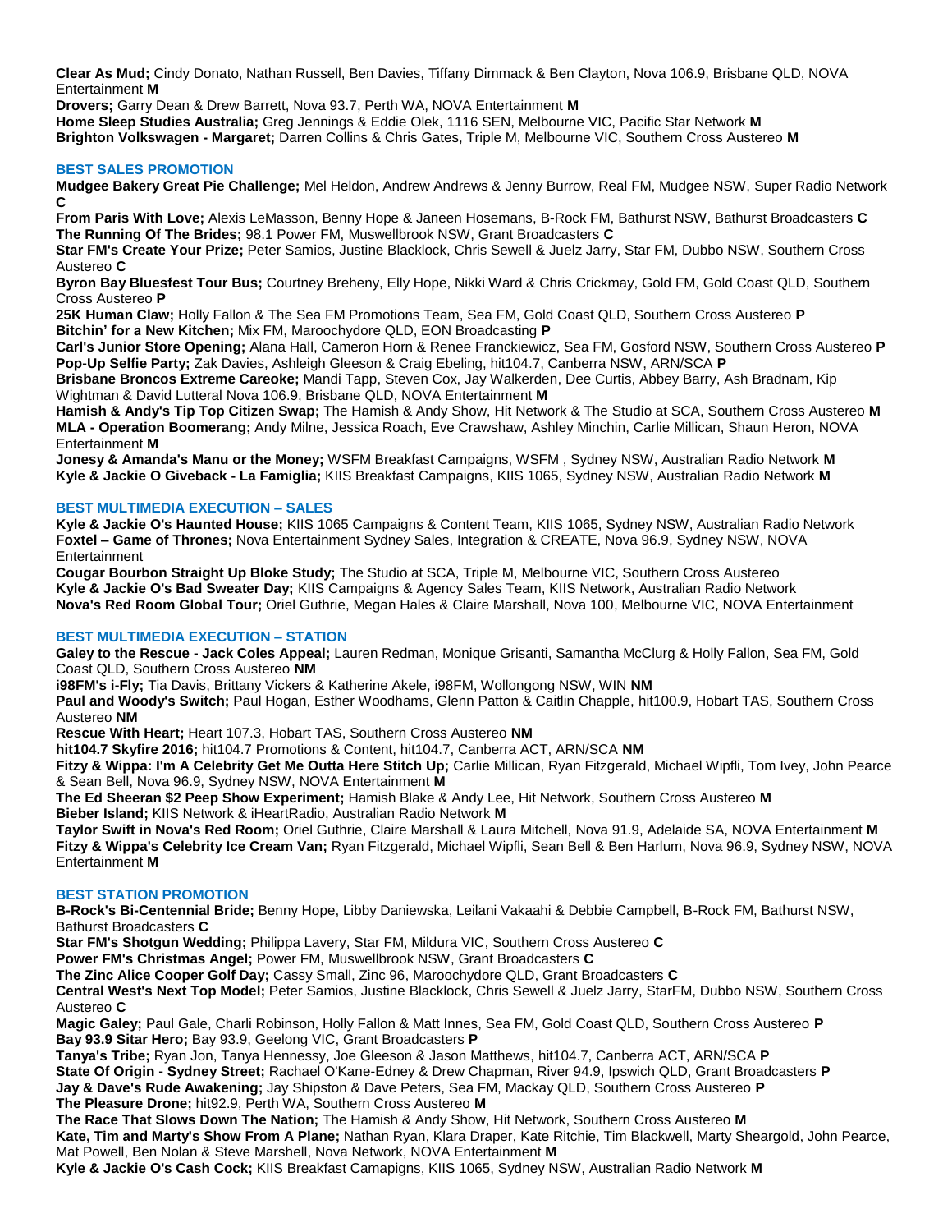**Clear As Mud;** Cindy Donato, Nathan Russell, Ben Davies, Tiffany Dimmack & Ben Clayton, Nova 106.9, Brisbane QLD, NOVA Entertainment **M**
**Drovers;** Garry Dean & Drew Barrett, Nova 93.7, Perth WA, NOVA Entertainment **M**
**Home Sleep Studies Australia;** Greg Jennings & Eddie Olek, 1116 SEN, Melbourne VIC, Pacific Star Network **M**
**Brighton Volkswagen - Margaret;** Darren Collins & Chris Gates, Triple M, Melbourne VIC, Southern Cross Austereo **M**

### BEST SALES PROMOTION

**Mudgee Bakery Great Pie Challenge;** Mel Heldon, Andrew Andrews & Jenny Burrow, Real FM, Mudgee NSW, Super Radio Network **C**
**From Paris With Love;** Alexis LeMasson, Benny Hope & Janeen Hosemans, B-Rock FM, Bathurst NSW, Bathurst Broadcasters **C**
**The Running Of The Brides;** 98.1 Power FM, Muswellbrook NSW, Grant Broadcasters **C**
**Star FM's Create Your Prize;** Peter Samios, Justine Blacklock, Chris Sewell & Juelz Jarry, Star FM, Dubbo NSW, Southern Cross Austereo **C**
**Byron Bay Bluesfest Tour Bus;** Courtney Breheny, Elly Hope, Nikki Ward & Chris Crickmay, Gold FM, Gold Coast QLD, Southern Cross Austereo **P**
**25K Human Claw;** Holly Fallon & The Sea FM Promotions Team, Sea FM, Gold Coast QLD, Southern Cross Austereo **P**
**Bitchin' for a New Kitchen;** Mix FM, Maroochydore QLD, EON Broadcasting **P**
**Carl's Junior Store Opening;** Alana Hall, Cameron Horn & Renee Franckiewicz, Sea FM, Gosford NSW, Southern Cross Austereo **P**
**Pop-Up Selfie Party;** Zak Davies, Ashleigh Gleeson & Craig Ebeling, hit104.7, Canberra NSW, ARN/SCA **P**
**Brisbane Broncos Extreme Careoke;** Mandi Tapp, Steven Cox, Jay Walkerden, Dee Curtis, Abbey Barry, Ash Bradnam, Kip Wightman & David Lutteral Nova 106.9, Brisbane QLD, NOVA Entertainment **M**
**Hamish & Andy's Tip Top Citizen Swap;** The Hamish & Andy Show, Hit Network & The Studio at SCA, Southern Cross Austereo **M**
**MLA - Operation Boomerang;** Andy Milne, Jessica Roach, Eve Crawshaw, Ashley Minchin, Carlie Millican, Shaun Heron, NOVA Entertainment **M**
**Jonesy & Amanda's Manu or the Money;** WSFM Breakfast Campaigns, WSFM , Sydney NSW, Australian Radio Network **M**
**Kyle & Jackie O Giveback - La Famiglia;** KIIS Breakfast Campaigns, KIIS 1065, Sydney NSW, Australian Radio Network **M**

### BEST MULTIMEDIA EXECUTION – SALES

**Kyle & Jackie O's Haunted House;** KIIS 1065 Campaigns & Content Team, KIIS 1065, Sydney NSW, Australian Radio Network
**Foxtel – Game of Thrones;** Nova Entertainment Sydney Sales, Integration & CREATE, Nova 96.9, Sydney NSW, NOVA Entertainment
**Cougar Bourbon Straight Up Bloke Study;** The Studio at SCA, Triple M, Melbourne VIC, Southern Cross Austereo
**Kyle & Jackie O's Bad Sweater Day;** KIIS Campaigns & Agency Sales Team, KIIS Network, Australian Radio Network
**Nova's Red Room Global Tour;** Oriel Guthrie, Megan Hales & Claire Marshall, Nova 100, Melbourne VIC, NOVA Entertainment

### BEST MULTIMEDIA EXECUTION – STATION

**Galey to the Rescue - Jack Coles Appeal;** Lauren Redman, Monique Grisanti, Samantha McClurg & Holly Fallon, Sea FM, Gold Coast QLD, Southern Cross Austereo **NM**
**i98FM's i-Fly;** Tia Davis, Brittany Vickers & Katherine Akele, i98FM, Wollongong NSW, WIN **NM**
**Paul and Woody's Switch;** Paul Hogan, Esther Woodhams, Glenn Patton & Caitlin Chapple, hit100.9, Hobart TAS, Southern Cross Austereo **NM**
**Rescue With Heart;** Heart 107.3, Hobart TAS, Southern Cross Austereo **NM**
**hit104.7 Skyfire 2016;** hit104.7 Promotions & Content, hit104.7, Canberra ACT, ARN/SCA **NM**
**Fitzy & Wippa: I'm A Celebrity Get Me Outta Here Stitch Up;** Carlie Millican, Ryan Fitzgerald, Michael Wipfli, Tom Ivey, John Pearce & Sean Bell, Nova 96.9, Sydney NSW, NOVA Entertainment **M**
**The Ed Sheeran $2 Peep Show Experiment;** Hamish Blake & Andy Lee, Hit Network, Southern Cross Austereo **M**
**Bieber Island;** KIIS Network & iHeartRadio, Australian Radio Network **M**
**Taylor Swift in Nova's Red Room;** Oriel Guthrie, Claire Marshall & Laura Mitchell, Nova 91.9, Adelaide SA, NOVA Entertainment **M**
**Fitzy & Wippa's Celebrity Ice Cream Van;** Ryan Fitzgerald, Michael Wipfli, Sean Bell & Ben Harlum, Nova 96.9, Sydney NSW, NOVA Entertainment **M**

### BEST STATION PROMOTION

**B-Rock's Bi-Centennial Bride;** Benny Hope, Libby Daniewska, Leilani Vakaahi & Debbie Campbell, B-Rock FM, Bathurst NSW, Bathurst Broadcasters **C**
**Star FM's Shotgun Wedding;** Philippa Lavery, Star FM, Mildura VIC, Southern Cross Austereo **C**
**Power FM's Christmas Angel;** Power FM, Muswellbrook NSW, Grant Broadcasters **C**
**The Zinc Alice Cooper Golf Day;** Cassy Small, Zinc 96, Maroochydore QLD, Grant Broadcasters **C**
**Central West's Next Top Model;** Peter Samios, Justine Blacklock, Chris Sewell & Juelz Jarry, StarFM, Dubbo NSW, Southern Cross Austereo **C**
**Magic Galey;** Paul Gale, Charli Robinson, Holly Fallon & Matt Innes, Sea FM, Gold Coast QLD, Southern Cross Austereo **P**
**Bay 93.9 Sitar Hero;** Bay 93.9, Geelong VIC, Grant Broadcasters **P**
**Tanya's Tribe;** Ryan Jon, Tanya Hennessy, Joe Gleeson & Jason Matthews, hit104.7, Canberra ACT, ARN/SCA **P**
**State Of Origin - Sydney Street;** Rachael O'Kane-Edney & Drew Chapman, River 94.9, Ipswich QLD, Grant Broadcasters **P**
**Jay & Dave's Rude Awakening;** Jay Shipston & Dave Peters, Sea FM, Mackay QLD, Southern Cross Austereo **P**
**The Pleasure Drone;** hit92.9, Perth WA, Southern Cross Austereo **M**
**The Race That Slows Down The Nation;** The Hamish & Andy Show, Hit Network, Southern Cross Austereo **M**
**Kate, Tim and Marty's Show From A Plane;** Nathan Ryan, Klara Draper, Kate Ritchie, Tim Blackwell, Marty Sheargold, John Pearce, Mat Powell, Ben Nolan & Steve Marshell, Nova Network, NOVA Entertainment **M**
**Kyle & Jackie O's Cash Cock;** KIIS Breakfast Camapigns, KIIS 1065, Sydney NSW, Australian Radio Network **M**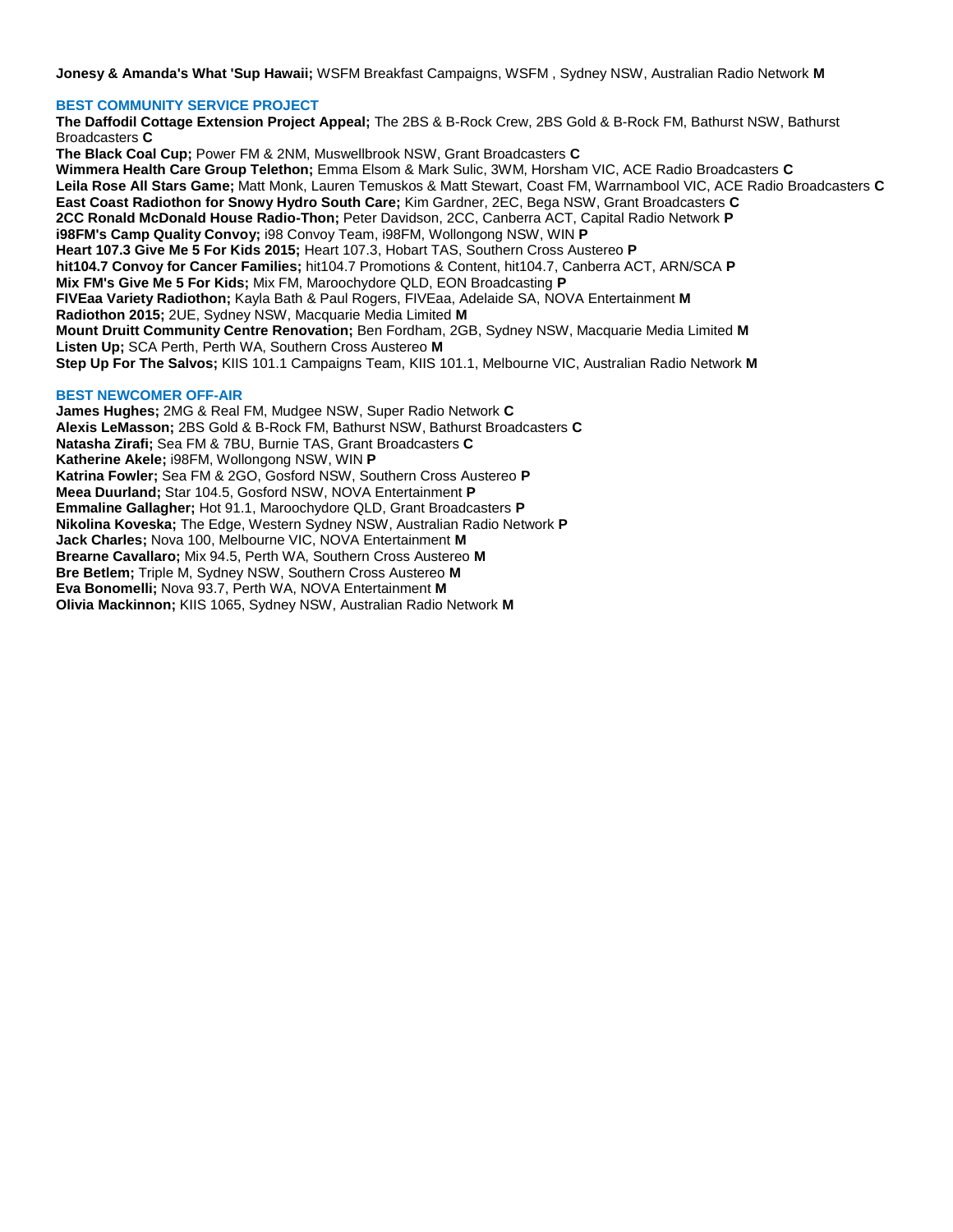**Jonesy & Amanda's What 'Sup Hawaii;** WSFM Breakfast Campaigns, WSFM , Sydney NSW, Australian Radio Network **M**

## BEST COMMUNITY SERVICE PROJECT

**The Daffodil Cottage Extension Project Appeal;** The 2BS & B-Rock Crew, 2BS Gold & B-Rock FM, Bathurst NSW, Bathurst Broadcasters **C**
**The Black Coal Cup;** Power FM & 2NM, Muswellbrook NSW, Grant Broadcasters **C**
**Wimmera Health Care Group Telethon;** Emma Elsom & Mark Sulic, 3WM, Horsham VIC, ACE Radio Broadcasters **C**
**Leila Rose All Stars Game;** Matt Monk, Lauren Temuskos & Matt Stewart, Coast FM, Warrnambool VIC, ACE Radio Broadcasters **C**
**East Coast Radiothon for Snowy Hydro South Care;** Kim Gardner, 2EC, Bega NSW, Grant Broadcasters **C**
**2CC Ronald McDonald House Radio-Thon;** Peter Davidson, 2CC, Canberra ACT, Capital Radio Network **P**
**i98FM's Camp Quality Convoy;** i98 Convoy Team, i98FM, Wollongong NSW, WIN **P**
**Heart 107.3 Give Me 5 For Kids 2015;** Heart 107.3, Hobart TAS, Southern Cross Austereo **P**
**hit104.7 Convoy for Cancer Families;** hit104.7 Promotions & Content, hit104.7, Canberra ACT, ARN/SCA **P**
**Mix FM's Give Me 5 For Kids;** Mix FM, Maroochydore QLD, EON Broadcasting **P**
**FIVEaa Variety Radiothon;** Kayla Bath & Paul Rogers, FIVEaa, Adelaide SA, NOVA Entertainment **M**
**Radiothon 2015;** 2UE, Sydney NSW, Macquarie Media Limited **M**
**Mount Druitt Community Centre Renovation;** Ben Fordham, 2GB, Sydney NSW, Macquarie Media Limited **M**
**Listen Up;** SCA Perth, Perth WA, Southern Cross Austereo **M**
**Step Up For The Salvos;** KIIS 101.1 Campaigns Team, KIIS 101.1, Melbourne VIC, Australian Radio Network **M**

## BEST NEWCOMER OFF-AIR

**James Hughes;** 2MG & Real FM, Mudgee NSW, Super Radio Network **C**
**Alexis LeMasson;** 2BS Gold & B-Rock FM, Bathurst NSW, Bathurst Broadcasters **C**
**Natasha Zirafi;** Sea FM & 7BU, Burnie TAS, Grant Broadcasters **C**
**Katherine Akele;** i98FM, Wollongong NSW, WIN **P**
**Katrina Fowler;** Sea FM & 2GO, Gosford NSW, Southern Cross Austereo **P**
**Meea Duurland;** Star 104.5, Gosford NSW, NOVA Entertainment **P**
**Emmaline Gallagher;** Hot 91.1, Maroochydore QLD, Grant Broadcasters **P**
**Nikolina Koveska;** The Edge, Western Sydney NSW, Australian Radio Network **P**
**Jack Charles;** Nova 100, Melbourne VIC, NOVA Entertainment **M**
**Brearne Cavallaro;** Mix 94.5, Perth WA, Southern Cross Austereo **M**
**Bre Betlem;** Triple M, Sydney NSW, Southern Cross Austereo **M**
**Eva Bonomelli;** Nova 93.7, Perth WA, NOVA Entertainment **M**
**Olivia Mackinnon;** KIIS 1065, Sydney NSW, Australian Radio Network **M**